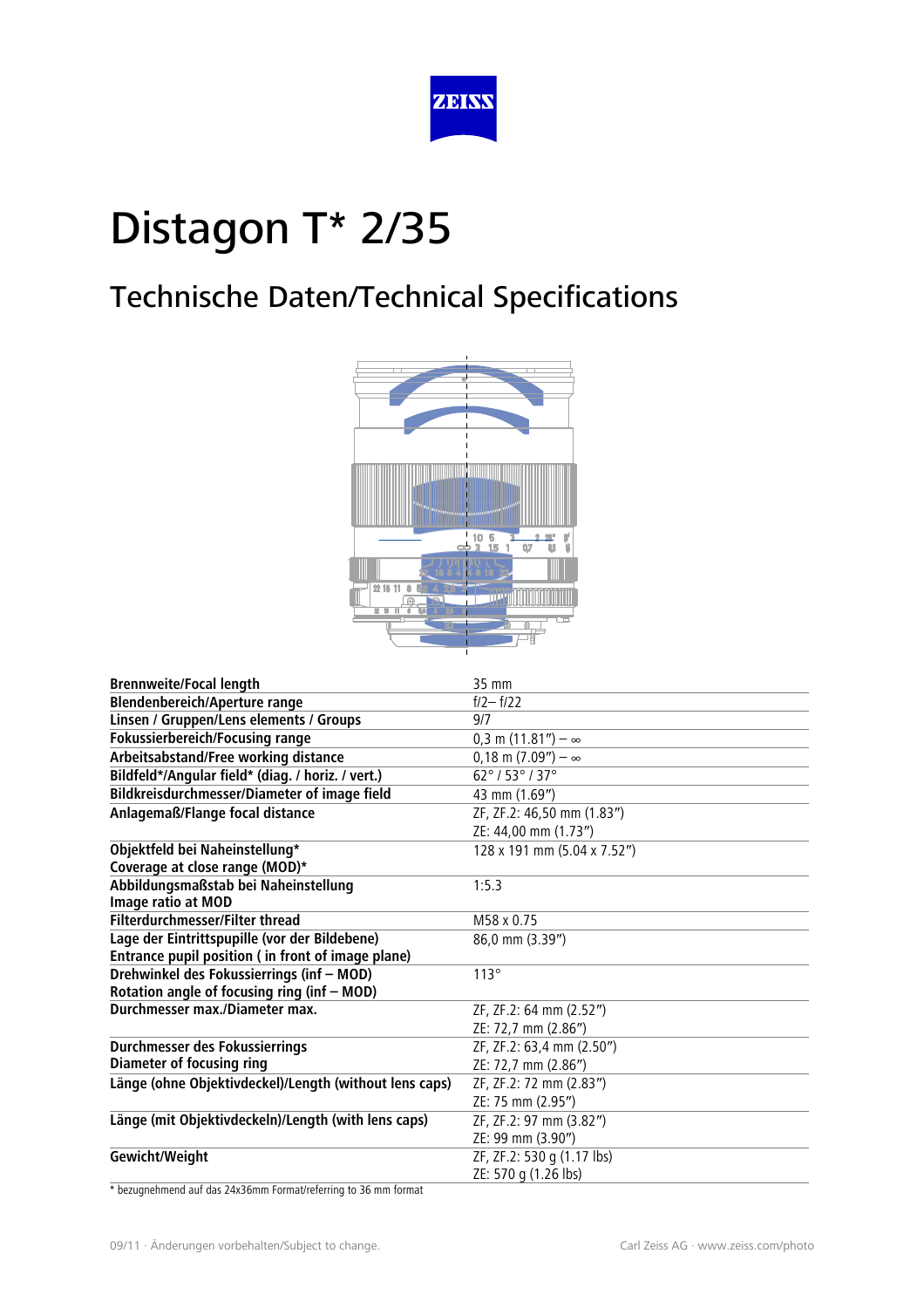ZEISS

# Distagon T* 2/35

## Technische Daten/Technical Specifications

| | |
|---|---|
| **Brennweite/Focal length** | 35 mm |
| **Blendenbereich/Aperture range** | f/2– f/22 |
| **Linsen / Gruppen/Lens elements / Groups** | 9/7 |
| **Fokussierbereich/Focusing range** | 0,3 m (11.81″) – ∞ |
| **Arbeitsabstand/Free working distance** | 0,18 m (7.09″) – ∞ |
| **Bildfeld*/Angular field* (diag. / horiz. / vert.)** | 62° / 53° / 37° |
| **Bildkreisdurchmesser/Diameter of image field** | 43 mm (1.69″) |
| **Anlagemaß/Flange focal distance** | ZF, ZF.2: 46,50 mm (1.83″)<br>ZE: 44,00 mm (1.73″) |
| **Objektfeld bei Naheinstellung***<br>**Coverage at close range (MOD)*** | 128 x 191 mm (5.04 x 7.52″) |
| **Abbildungsmaßstab bei Naheinstellung**<br>**Image ratio at MOD** | 1:5.3 |
| **Filterdurchmesser/Filter thread** | M58 x 0.75 |
| **Lage der Eintrittspupille (vor der Bildebene)**<br>**Entrance pupil position ( in front of image plane)** | 86,0 mm (3.39″) |
| **Drehwinkel des Fokussierrings (inf – MOD)**<br>**Rotation angle of focusing ring (inf – MOD)** | 113° |
| **Durchmesser max./Diameter max.** | ZF, ZF.2: 64 mm (2.52″)<br>ZE: 72,7 mm (2.86″) |
| **Durchmesser des Fokussierrings**<br>**Diameter of focusing ring** | ZF, ZF.2: 63,4 mm (2.50″)<br>ZE: 72,7 mm (2.86″) |
| **Länge (ohne Objektivdeckel)/Length (without lens caps)** | ZF, ZF.2: 72 mm (2.83″)<br>ZE: 75 mm (2.95″) |
| **Länge (mit Objektivdeckeln)/Length (with lens caps)** | ZF, ZF.2: 97 mm (3.82″)<br>ZE: 99 mm (3.90″) |
| **Gewicht/Weight** | ZF, ZF.2: 530 g (1.17 lbs)<br>ZE: 570 g (1.26 lbs) |

* bezugnehmend auf das 24x36mm Format/referring to 36 mm format

09/11 · Änderungen vorbehalten/Subject to change. Carl Zeiss AG · www.zeiss.com/photo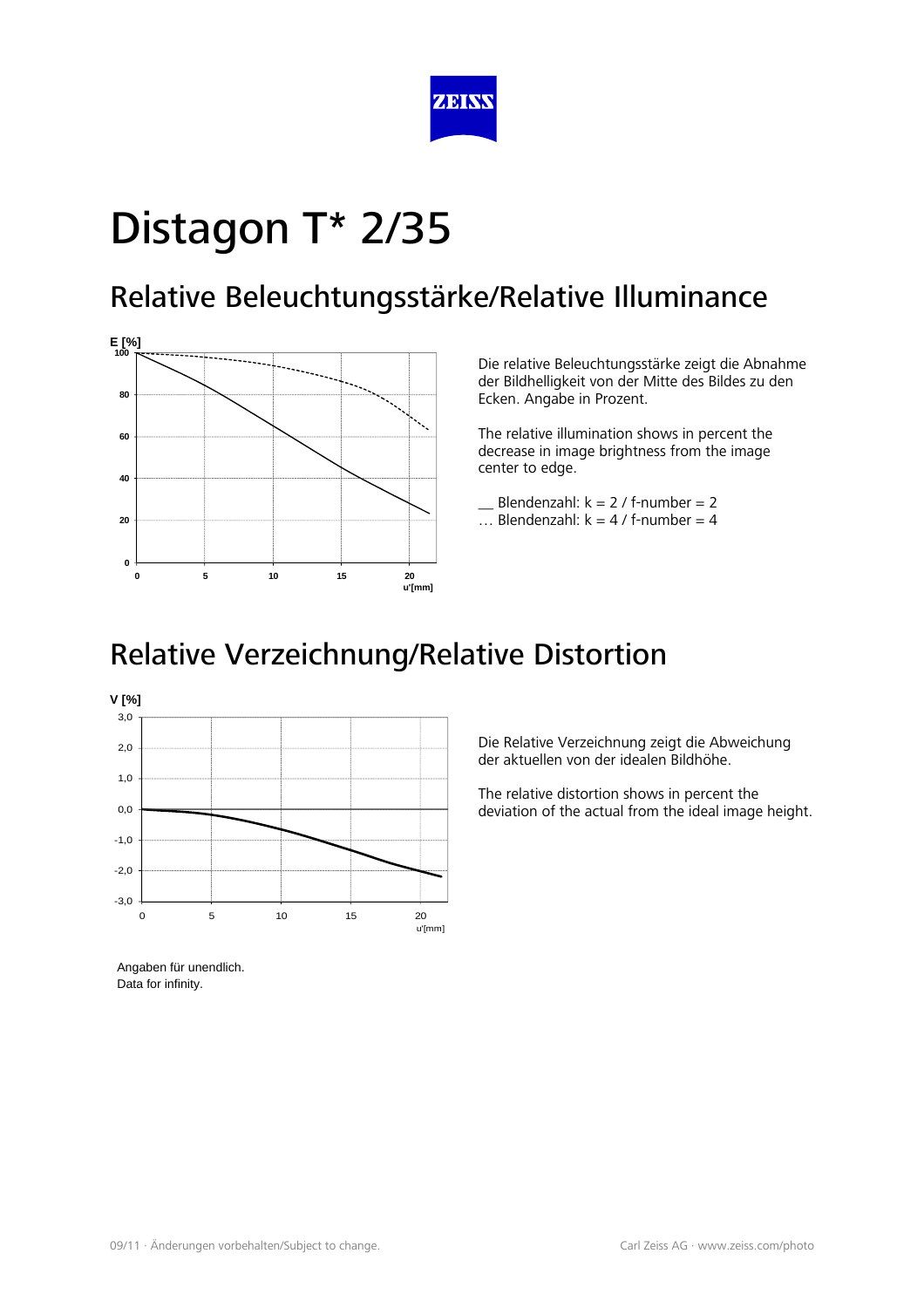# Distagon T* 2/35

## Relative Beleuchtungsstärke/Relative Illuminance

Die relative Beleuchtungsstärke zeigt die Abnahme der Bildhelligkeit von der Mitte des Bildes zu den Ecken. Angabe in Prozent.

The relative illumination shows in percent the decrease in image brightness from the image center to edge.

__ Blendenzahl: k = 2 / f-number = 2
… Blendenzahl: k = 4 / f-number = 4

## Relative Verzeichnung/Relative Distortion

Die Relative Verzeichnung zeigt die Abweichung der aktuellen von der idealen Bildhöhe.

The relative distortion shows in percent the deviation of the actual from the ideal image height.

Angaben für unendlich.
Data for infinity.

09/11 · Änderungen vorbehalten/Subject to change.

Carl Zeiss AG · www.zeiss.com/photo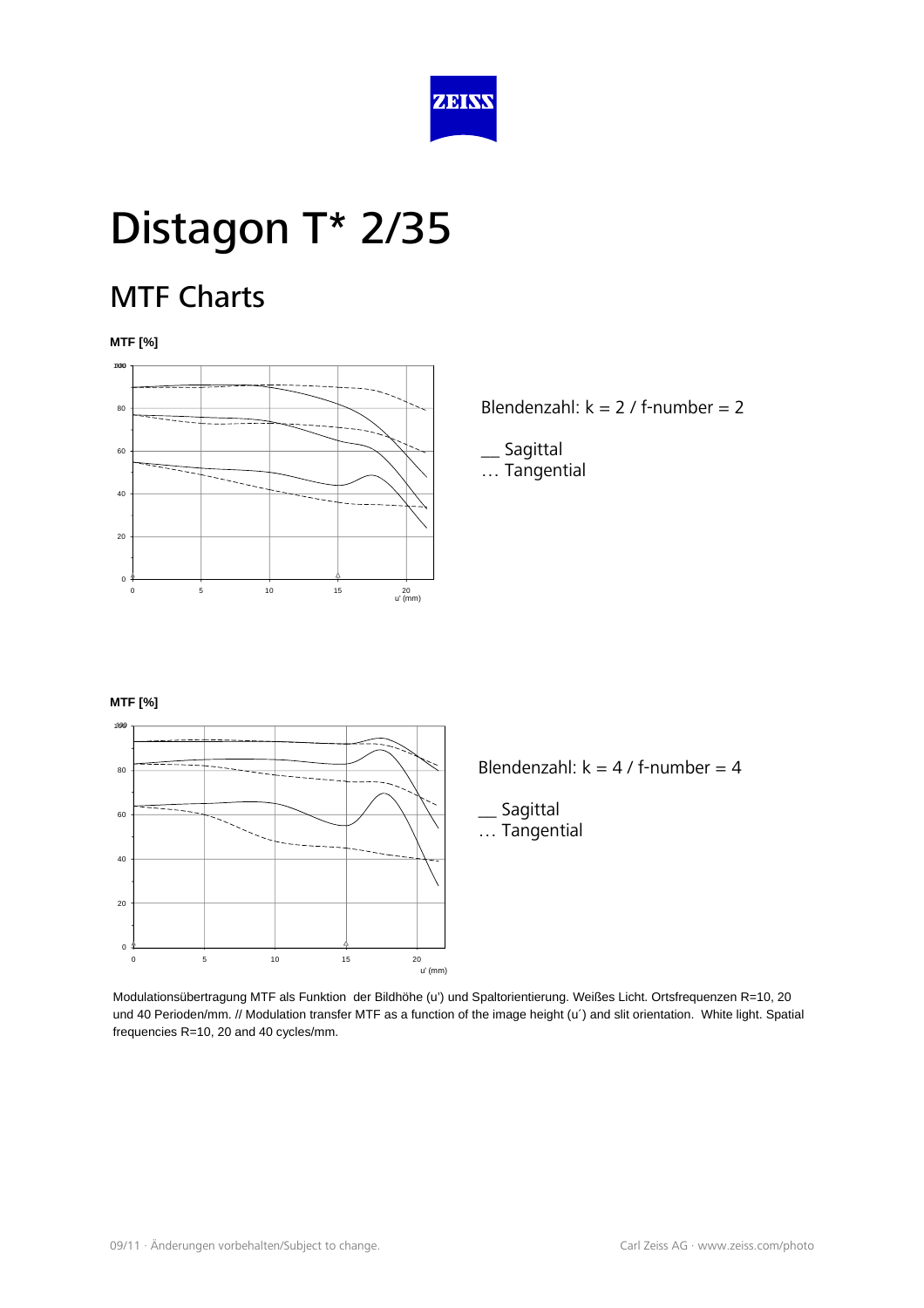# Distagon T* 2/35

## MTF Charts

**MTF [%]**

Blendenzahl: k = 2 / f-number = 2

__ Sagittal
… Tangential

**MTF [%]**

Blendenzahl: k = 4 / f-number = 4

__ Sagittal
… Tangential

Modulationsübertragung MTF als Funktion der Bildhöhe (u') und Spaltorientierung. Weißes Licht. Ortsfrequenzen R=10, 20 und 40 Perioden/mm. // Modulation transfer MTF as a function of the image height (u´) and slit orientation. White light. Spatial frequencies R=10, 20 and 40 cycles/mm.

09/11 · Änderungen vorbehalten/Subject to change.

Carl Zeiss AG · www.zeiss.com/photo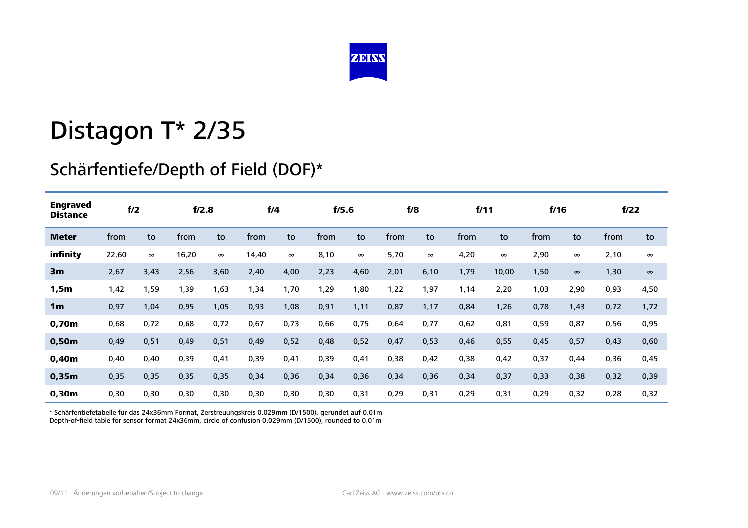ZEISS

# Distagon T* 2/35

## Schärfentiefe/Depth of Field (DOF)*

| Engraved Distance | f/2 | | f/2.8 | | f/4 | | f/5.6 | | f/8 | | f/11 | | f/16 | | f/22 | |
|---|---|---|---|---|---|---|---|---|---|---|---|---|---|---|---|---|
| **Meter** | from | to | from | to | from | to | from | to | from | to | from | to | from | to | from | to |
| **infinity** | 22,60 | ∞ | 16,20 | ∞ | 14,40 | ∞ | 8,10 | ∞ | 5,70 | ∞ | 4,20 | ∞ | 2,90 | ∞ | 2,10 | ∞ |
| **3m** | 2,67 | 3,43 | 2,56 | 3,60 | 2,40 | 4,00 | 2,23 | 4,60 | 2,01 | 6,10 | 1,79 | 10,00 | 1,50 | ∞ | 1,30 | ∞ |
| **1,5m** | 1,42 | 1,59 | 1,39 | 1,63 | 1,34 | 1,70 | 1,29 | 1,80 | 1,22 | 1,97 | 1,14 | 2,20 | 1,03 | 2,90 | 0,93 | 4,50 |
| **1m** | 0,97 | 1,04 | 0,95 | 1,05 | 0,93 | 1,08 | 0,91 | 1,11 | 0,87 | 1,17 | 0,84 | 1,26 | 0,78 | 1,43 | 0,72 | 1,72 |
| **0,70m** | 0,68 | 0,72 | 0,68 | 0,72 | 0,67 | 0,73 | 0,66 | 0,75 | 0,64 | 0,77 | 0,62 | 0,81 | 0,59 | 0,87 | 0,56 | 0,95 |
| **0,50m** | 0,49 | 0,51 | 0,49 | 0,51 | 0,49 | 0,52 | 0,48 | 0,52 | 0,47 | 0,53 | 0,46 | 0,55 | 0,45 | 0,57 | 0,43 | 0,60 |
| **0,40m** | 0,40 | 0,40 | 0,39 | 0,41 | 0,39 | 0,41 | 0,39 | 0,41 | 0,38 | 0,42 | 0,38 | 0,42 | 0,37 | 0,44 | 0,36 | 0,45 |
| **0,35m** | 0,35 | 0,35 | 0,35 | 0,35 | 0,34 | 0,36 | 0,34 | 0,36 | 0,34 | 0,36 | 0,34 | 0,37 | 0,33 | 0,38 | 0,32 | 0,39 |
| **0,30m** | 0,30 | 0,30 | 0,30 | 0,30 | 0,30 | 0,30 | 0,30 | 0,31 | 0,29 | 0,31 | 0,29 | 0,31 | 0,29 | 0,32 | 0,28 | 0,32 |

* Schärfentiefetabelle für das 24x36mm Format, Zerstreuungskreis 0.029mm (D/1500), gerundet auf 0.01m
Depth-of-field table for sensor format 24x36mm, circle of confusion 0.029mm (D/1500), rounded to 0.01m

09/11 · Änderungen vorbehalten/Subject to change.

Carl Zeiss AG · www.zeiss.com/photo